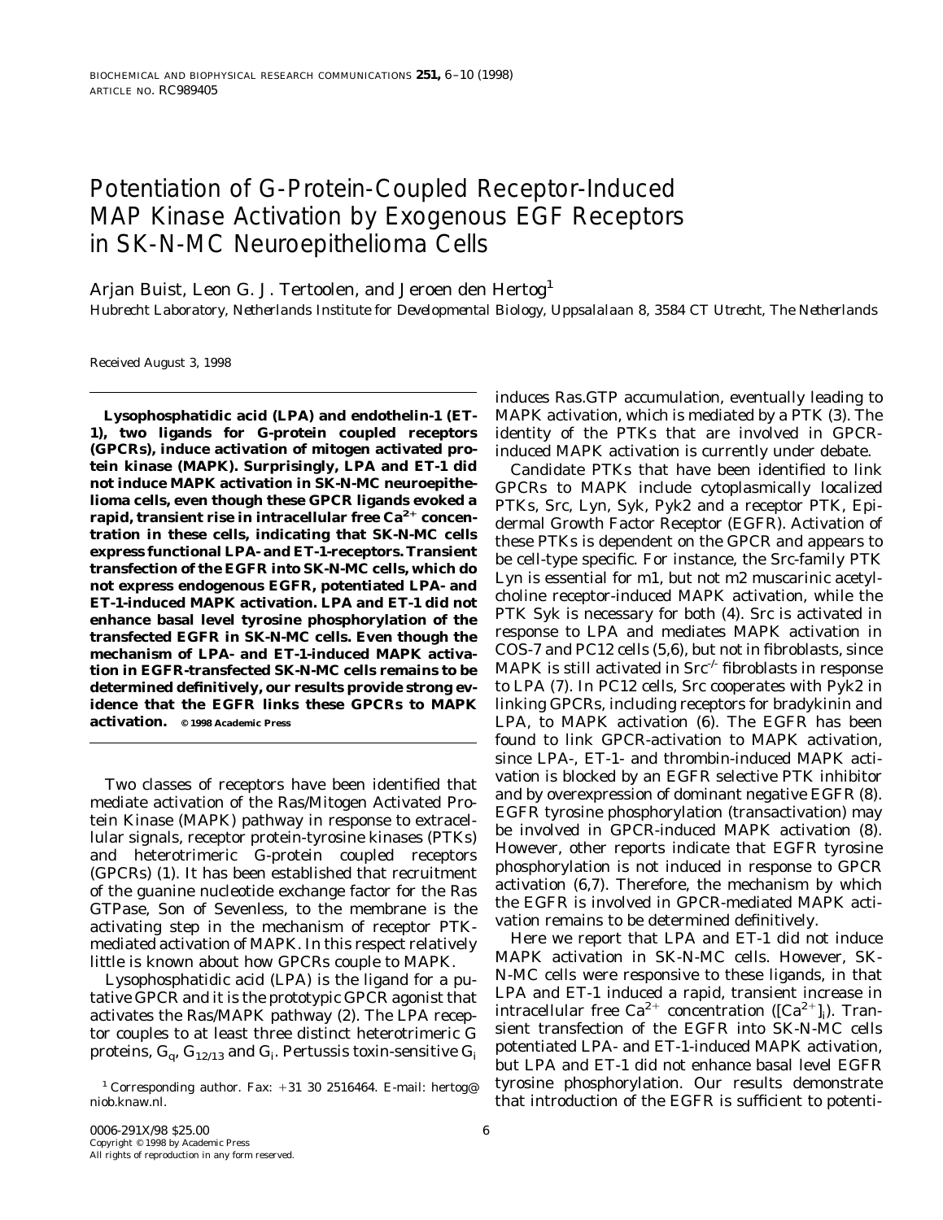# Potentiation of G-Protein-Coupled Receptor-Induced MAP Kinase Activation by Exogenous EGF Receptors in SK-N-MC Neuroepithelioma Cells

Arjan Buist, Leon G. J. Tertoolen, and Jeroen den Hertog[1]

*Hubrecht Laboratory, Netherlands Institute for Developmental Biology, Uppsalalaan 8, 3584 CT Utrecht, The Netherlands*

Received August 3, 1998

**Lysophosphatidic acid (LPA) and endothelin-1 (ET-1), two ligands for G-protein coupled receptors (GPCRs), induce activation of mitogen activated protein kinase (MAPK). Surprisingly, LPA and ET-1 did not induce MAPK activation in SK-N-MC neuroepithelioma cells, even though these GPCR ligands evoked a rapid, transient rise in intracellular free $Ca^{2+}$ concentration in these cells, indicating that SK-N-MC cells express functional LPA- and ET-1-receptors. Transient transfection of the EGFR into SK-N-MC cells, which do not express endogenous EGFR, potentiated LPA- and ET-1-induced MAPK activation. LPA and ET-1 did not enhance basal level tyrosine phosphorylation of the transfected EGFR in SK-N-MC cells. Even though the mechanism of LPA- and ET-1-induced MAPK activation in EGFR-transfected SK-N-MC cells remains to be determined definitively, our results provide strong evidence that the EGFR links these GPCRs to MAPK activation.** © 1998 Academic Press

Two classes of receptors have been identified that mediate activation of the Ras/Mitogen Activated Protein Kinase (MAPK) pathway in response to extracellular signals, receptor protein-tyrosine kinases (PTKs) and heterotrimeric G-protein coupled receptors (GPCRs) (1). It has been established that recruitment of the guanine nucleotide exchange factor for the Ras GTPase, Son of Sevenless, to the membrane is the activating step in the mechanism of receptor PTK-mediated activation of MAPK. In this respect relatively little is known about how GPCRs couple to MAPK.

Lysophosphatidic acid (LPA) is the ligand for a putative GPCR and it is the prototypic GPCR agonist that activates the Ras/MAPK pathway (2). The LPA receptor couples to at least three distinct heterotrimeric G proteins, $G_q$, $G_{12/13}$ and $G_i$. Pertussis toxin-sensitive $G_i$ induces Ras.GTP accumulation, eventually leading to MAPK activation, which is mediated by a PTK (3). The identity of the PTKs that are involved in GPCR-induced MAPK activation is currently under debate.

Candidate PTKs that have been identified to link GPCRs to MAPK include cytoplasmically localized PTKs, Src, Lyn, Syk, Pyk2 and a receptor PTK, Epidermal Growth Factor Receptor (EGFR). Activation of these PTKs is dependent on the GPCR and appears to be cell-type specific. For instance, the Src-family PTK Lyn is essential for m1, but not m2 muscarinic acetylcholine receptor-induced MAPK activation, while the PTK Syk is necessary for both (4). Src is activated in response to LPA and mediates MAPK activation in COS-7 and PC12 cells (5,6), but not in fibroblasts, since MAPK is still activated in $Src^{-/-}$ fibroblasts in response to LPA (7). In PC12 cells, Src cooperates with Pyk2 in linking GPCRs, including receptors for bradykinin and LPA, to MAPK activation (6). The EGFR has been found to link GPCR-activation to MAPK activation, since LPA-, ET-1- and thrombin-induced MAPK activation is blocked by an EGFR selective PTK inhibitor and by overexpression of dominant negative EGFR (8). EGFR tyrosine phosphorylation (transactivation) may be involved in GPCR-induced MAPK activation (8). However, other reports indicate that EGFR tyrosine phosphorylation is not induced in response to GPCR activation (6,7). Therefore, the mechanism by which the EGFR is involved in GPCR-mediated MAPK activation remains to be determined definitively.

Here we report that LPA and ET-1 did not induce MAPK activation in SK-N-MC cells. However, SK-N-MC cells were responsive to these ligands, in that LPA and ET-1 induced a rapid, transient increase in intracellular free $Ca^{2+}$ concentration ($[Ca^{2+}]_i$). Transient transfection of the EGFR into SK-N-MC cells potentiated LPA- and ET-1-induced MAPK activation, but LPA and ET-1 did not enhance basal level EGFR tyrosine phosphorylation. Our results demonstrate that introduction of the EGFR is sufficient to potenti-

[1] Corresponding author. Fax: +31 30 2516464. E-mail: hertog@niob.knaw.nl.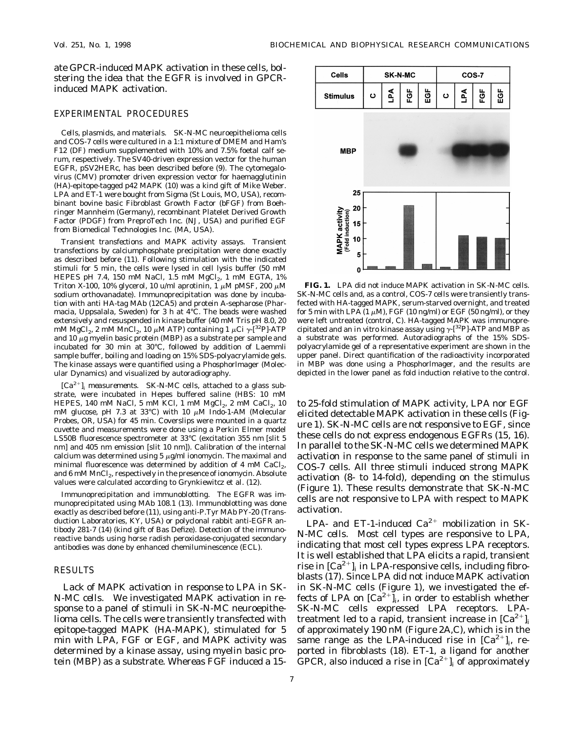ate GPCR-induced MAPK activation in these cells, bolstering the idea that the EGFR is involved in GPCR-induced MAPK activation.

## EXPERIMENTAL PROCEDURES

*Cells, plasmids, and materials.* SK-N-MC neuroepithelioma cells and COS-7 cells were cultured in a 1:1 mixture of DMEM and Ham's F12 (DF) medium supplemented with 10% and 7.5% foetal calf serum, respectively. The SV40-driven expression vector for the human EGFR, pSV2HERc, has been described before (9). The cytomegalovirus (CMV) promoter driven expression vector for haemagglutinin (HA)-epitope-tagged p42 MAPK (10) was a kind gift of Mike Weber. LPA and ET-1 were bought from Sigma (St Louis, MO, USA), recombinant bovine basic Fibroblast Growth Factor (bFGF) from Boehringer Mannheim (Germany), recombinant Platelet Derived Growth Factor (PDGF) from PreproTech Inc. (NJ, USA) and purified EGF from Biomedical Technologies Inc. (MA, USA).

*Transient transfections and MAPK activity assays.* Transient transfections by calciumphosphate precipitation were done exactly as described before (11). Following stimulation with the indicated stimuli for 5 min, the cells were lysed in cell lysis buffer (50 mM HEPES pH 7.4, 150 mM NaCl, 1.5 mM $MgCl_2$, 1 mM EGTA, 1% Triton X-100, 10% glycerol, 10 u/ml aprotinin, 1 $\mu$M pMSF, 200 $\mu$M sodium orthovanadate). Immunoprecipitation was done by incubation with anti HA-tag MAb (12CA5) and protein A-sepharose (Pharmacia, Uppsalala, Sweden) for 3 h at 4°C. The beads were washed extensively and resuspended in kinase buffer (40 mM Tris pH 8.0, 20 mM $MgCl_2$, 2 mM $MnCl_2$, 10 $\mu$M ATP) containing 1 $\mu$Ci $\gamma$-[$^{32}$P]-ATP and 10 $\mu$g myelin basic protein (MBP) as a substrate per sample and incubated for 30 min at 30°C, followed by addition of Laemmli sample buffer, boiling and loading on 15% SDS-polyacrylamide gels. The kinase assays were quantified using a PhosphorImager (Molecular Dynamics) and visualized by autoradiography.

*$[Ca^{2+}]_i$ measurements.* SK-N-MC cells, attached to a glass substrate, were incubated in Hepes buffered saline (HBS: 10 mM HEPES, 140 mM NaCl, 5 mM KCl, 1 mM $MgCl_2$, 2 mM $CaCl_2$, 10 mM glucose, pH 7.3 at 33°C) with 10 $\mu$M Indo-1-AM (Molecular Probes, OR, USA) for 45 min. Coverslips were mounted in a quartz cuvette and measurements were done using a Perkin Elmer model LS50B fluorescence spectrometer at 33°C (excitation 355 nm [slit 5 nm] and 405 nm emission [slit 10 nm]). Calibration of the internal calcium was determined using 5 $\mu$g/ml ionomycin. The maximal and minimal fluorescence was determined by addition of 4 mM $CaCl_2$, and 6 mM $MnCl_2$, respectively in the presence of ionomycin. Absolute values were calculated according to Grynkiewitcz et al. (12).

*Immunoprecipitation and immunoblotting.* The EGFR was immunoprecipitated using MAb 108.1 (13). Immunoblotting was done exactly as described before (11), using anti-P.Tyr MAb PY-20 (Transduction Laboratories, KY, USA) or polyclonal rabbit anti-EGFR antibody 281-7 (14) (kind gift of Bas Defize). Detection of the immunoreactive bands using horse radish peroxidase-conjugated secondary antibodies was done by enhanced chemiluminescence (ECL).

## RESULTS

*Lack of MAPK activation in response to LPA in SK-N-MC cells.* We investigated MAPK activation in response to a panel of stimuli in SK-N-MC neuroepithelioma cells. The cells were transiently transfected with epitope-tagged MAPK (HA-MAPK), stimulated for 5 min with LPA, FGF or EGF, and MAPK activity was determined by a kinase assay, using myelin basic protein (MBP) as a substrate. Whereas FGF induced a 15- to 25-fold stimulation of MAPK activity, LPA nor EGF elicited detectable MAPK activation in these cells (Figure 1). SK-N-MC cells are not responsive to EGF, since these cells do not express endogenous EGFRs (15, 16). In parallel to the SK-N-MC cells we determined MAPK activation in response to the same panel of stimuli in COS-7 cells. All three stimuli induced strong MAPK activation (8- to 14-fold), depending on the stimulus (Figure 1). These results demonstrate that SK-N-MC cells are not responsive to LPA with respect to MAPK activation.

**FIG. 1.** LPA did not induce MAPK activation in SK-N-MC cells. SK-N-MC cells and, as a control, COS-7 cells were transiently transfected with HA-tagged MAPK, serum-starved overnight, and treated for 5 min with LPA (1 $\mu$M), FGF (10 ng/ml) or EGF (50 ng/ml), or they were left untreated (control, C). HA-tagged MAPK was immunoprecipitated and an in vitro kinase assay using $\gamma$-[$^{32}$P]-ATP and MBP as a substrate was performed. Autoradiographs of the 15% SDS-polyacrylamide gel of a representative experiment are shown in the upper panel. Direct quantification of the radioactivity incorporated in MBP was done using a PhosphorImager, and the results are depicted in the lower panel as fold induction relative to the control.

*LPA- and ET-1-induced $Ca^{2+}$ mobilization in SK-N-MC cells.* Most cell types are responsive to LPA, indicating that most cell types express LPA receptors. It is well established that LPA elicits a rapid, transient rise in $[Ca^{2+}]_i$ in LPA-responsive cells, including fibroblasts (17). Since LPA did not induce MAPK activation in SK-N-MC cells (Figure 1), we investigated the effects of LPA on $[Ca^{2+}]_i$, in order to establish whether SK-N-MC cells expressed LPA receptors. LPA-treatment led to a rapid, transient increase in $[Ca^{2+}]_i$ of approximately 190 nM (Figure 2A,C), which is in the same range as the LPA-induced rise in $[Ca^{2+}]_i$, reported in fibroblasts (18). ET-1, a ligand for another GPCR, also induced a rise in $[Ca^{2+}]_i$ of approximately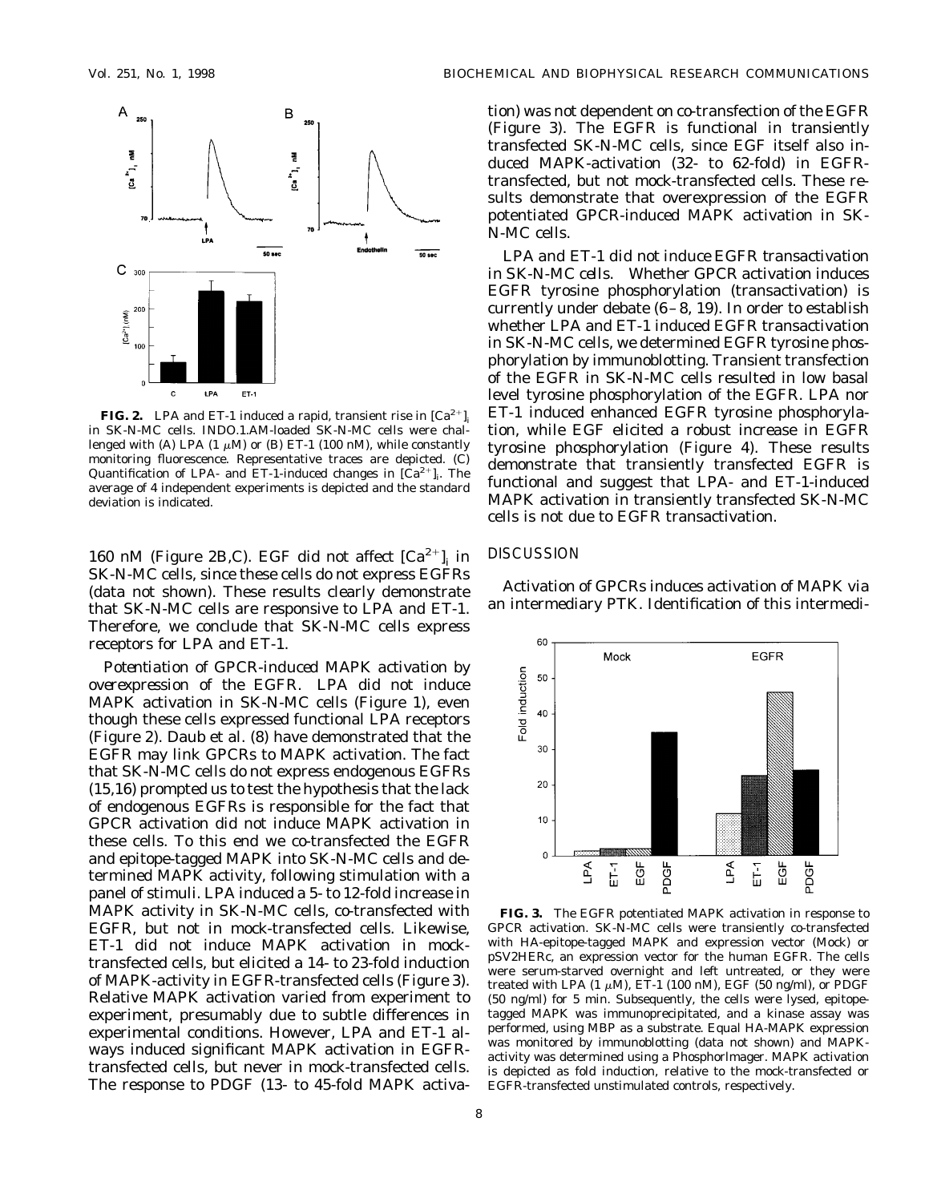**FIG. 2.** LPA and ET-1 induced a rapid, transient rise in $[Ca^{2+}]_i$ in SK-N-MC cells. INDO.1.AM-loaded SK-N-MC cells were challenged with (A) LPA (1 $\mu$M) or (B) ET-1 (100 nM), while constantly monitoring fluorescence. Representative traces are depicted. (C) Quantification of LPA- and ET-1-induced changes in $[Ca^{2+}]_i$. The average of 4 independent experiments is depicted and the standard deviation is indicated.

160 nM (Figure 2B,C). EGF did not affect $[Ca^{2+}]_i$ in SK-N-MC cells, since these cells do not express EGFRs (data not shown). These results clearly demonstrate that SK-N-MC cells are responsive to LPA and ET-1. Therefore, we conclude that SK-N-MC cells express receptors for LPA and ET-1.

*Potentiation of GPCR-induced MAPK activation by overexpression of the EGFR.* LPA did not induce MAPK activation in SK-N-MC cells (Figure 1), even though these cells expressed functional LPA receptors (Figure 2). Daub et al. (8) have demonstrated that the EGFR may link GPCRs to MAPK activation. The fact that SK-N-MC cells do not express endogenous EGFRs (15,16) prompted us to test the hypothesis that the lack of endogenous EGFRs is responsible for the fact that GPCR activation did not induce MAPK activation in these cells. To this end we co-transfected the EGFR and epitope-tagged MAPK into SK-N-MC cells and determined MAPK activity, following stimulation with a panel of stimuli. LPA induced a 5- to 12-fold increase in MAPK activity in SK-N-MC cells, co-transfected with EGFR, but not in mock-transfected cells. Likewise, ET-1 did not induce MAPK activation in mock-transfected cells, but elicited a 14- to 23-fold induction of MAPK-activity in EGFR-transfected cells (Figure 3). Relative MAPK activation varied from experiment to experiment, presumably due to subtle differences in experimental conditions. However, LPA and ET-1 always induced significant MAPK activation in EGFR-transfected cells, but never in mock-transfected cells. The response to PDGF (13- to 45-fold MAPK activation) was not dependent on co-transfection of the EGFR (Figure 3). The EGFR is functional in transiently transfected SK-N-MC cells, since EGF itself also induced MAPK-activation (32- to 62-fold) in EGFR-transfected, but not mock-transfected cells. These results demonstrate that overexpression of the EGFR potentiated GPCR-induced MAPK activation in SK-N-MC cells.

*LPA and ET-1 did not induce EGFR transactivation in SK-N-MC cells.* Whether GPCR activation induces EGFR tyrosine phosphorylation (transactivation) is currently under debate (6–8, 19). In order to establish whether LPA and ET-1 induced EGFR transactivation in SK-N-MC cells, we determined EGFR tyrosine phosphorylation by immunoblotting. Transient transfection of the EGFR in SK-N-MC cells resulted in low basal level tyrosine phosphorylation of the EGFR. LPA nor ET-1 induced enhanced EGFR tyrosine phosphorylation, while EGF elicited a robust increase in EGFR tyrosine phosphorylation (Figure 4). These results demonstrate that transiently transfected EGFR is functional and suggest that LPA- and ET-1-induced MAPK activation in transiently transfected SK-N-MC cells is not due to EGFR transactivation.

## DISCUSSION

Activation of GPCRs induces activation of MAPK via an intermediary PTK. Identification of this intermedi-

**FIG. 3.** The EGFR potentiated MAPK activation in response to GPCR activation. SK-N-MC cells were transiently co-transfected with HA-epitope-tagged MAPK and expression vector (Mock) or pSV2HERc, an expression vector for the human EGFR. The cells were serum-starved overnight and left untreated, or they were treated with LPA (1 $\mu$M), ET-1 (100 nM), EGF (50 ng/ml), or PDGF (50 ng/ml) for 5 min. Subsequently, the cells were lysed, epitope-tagged MAPK was immunoprecipitated, and a kinase assay was performed, using MBP as a substrate. Equal HA-MAPK expression was monitored by immunoblotting (data not shown) and MAPK-activity was determined using a PhosphorImager. MAPK activation is depicted as fold induction, relative to the mock-transfected or EGFR-transfected unstimulated controls, respectively.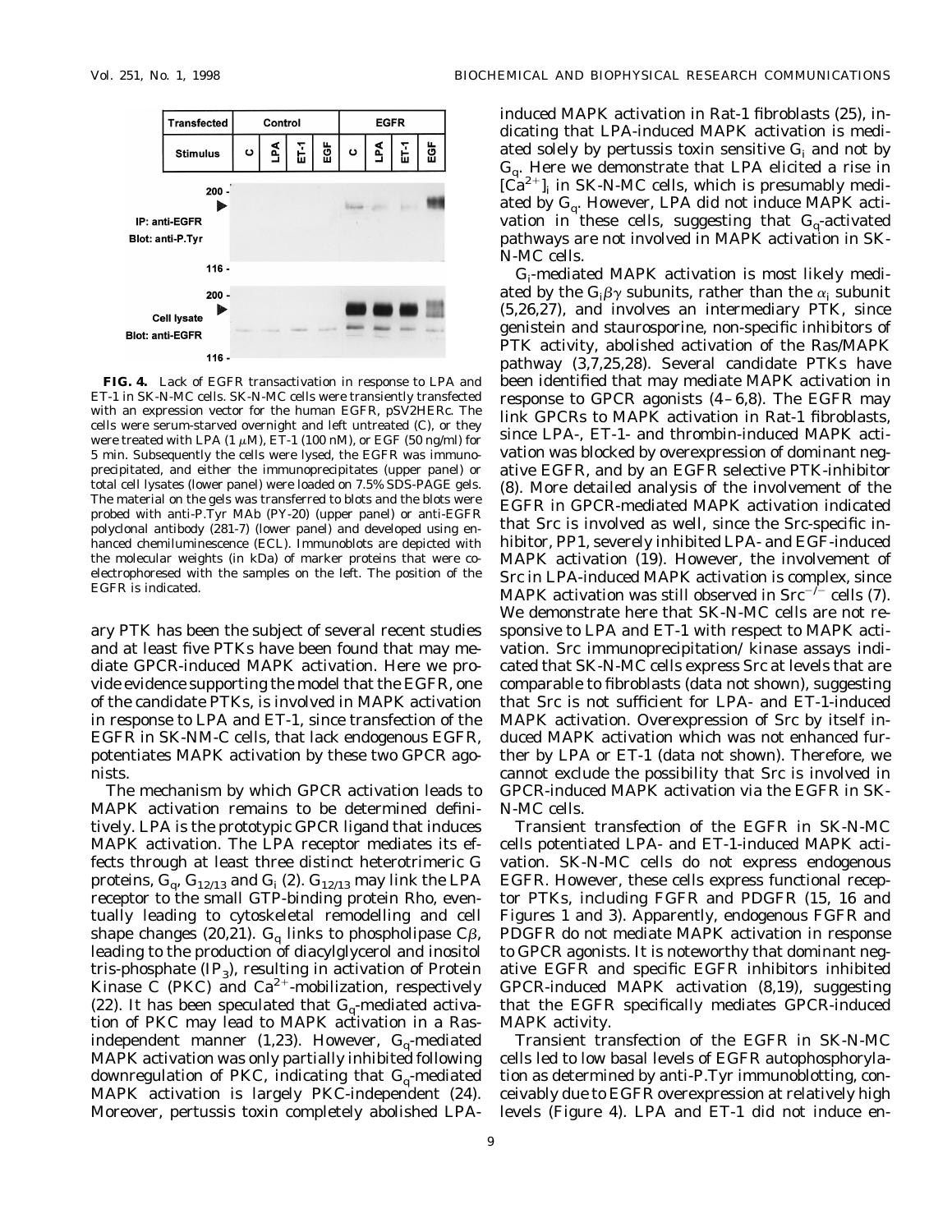| Transfected | Control | | | | EGFR | | | |
|---|---|---|---|---|---|---|---|---|
| Stimulus | C | LPA | ET-1 | EGF | C | LPA | ET-1 | EGF |

**FIG. 4.** Lack of EGFR transactivation in response to LPA and ET-1 in SK-N-MC cells. SK-N-MC cells were transiently transfected with an expression vector for the human EGFR, pSV2HERc. The cells were serum-starved overnight and left untreated (C), or they were treated with LPA (1 $\mu$M), ET-1 (100 nM), or EGF (50 ng/ml) for 5 min. Subsequently the cells were lysed, the EGFR was immunoprecipitated, and either the immunoprecipitates (upper panel) or total cell lysates (lower panel) were loaded on 7.5% SDS-PAGE gels. The material on the gels was transferred to blots and the blots were probed with anti-P.Tyr MAb (PY-20) (upper panel) or anti-EGFR polyclonal antibody (281-7) (lower panel) and developed using enhanced chemiluminescence (ECL). Immunoblots are depicted with the molecular weights (in kDa) of marker proteins that were coelectrophoresed with the samples on the left. The position of the EGFR is indicated.

ary PTK has been the subject of several recent studies and at least five PTKs have been found that may mediate GPCR-induced MAPK activation. Here we provide evidence supporting the model that the EGFR, one of the candidate PTKs, is involved in MAPK activation in response to LPA and ET-1, since transfection of the EGFR in SK-NM-C cells, that lack endogenous EGFR, potentiates MAPK activation by these two GPCR agonists.

The mechanism by which GPCR activation leads to MAPK activation remains to be determined definitively. LPA is the prototypic GPCR ligand that induces MAPK activation. The LPA receptor mediates its effects through at least three distinct heterotrimeric G proteins, $G_q$, $G_{12/13}$ and $G_i$ (2). $G_{12/13}$ may link the LPA receptor to the small GTP-binding protein Rho, eventually leading to cytoskeletal remodelling and cell shape changes (20,21). $G_q$ links to phospholipase C$\beta$, leading to the production of diacylglycerol and inositol tris-phosphate ($IP_3$), resulting in activation of Protein Kinase C (PKC) and $Ca^{2+}$-mobilization, respectively (22). It has been speculated that $G_q$-mediated activation of PKC may lead to MAPK activation in a Ras-independent manner (1,23). However, $G_q$-mediated MAPK activation was only partially inhibited following downregulation of PKC, indicating that $G_q$-mediated MAPK activation is largely PKC-independent (24). Moreover, pertussis toxin completely abolished LPA-induced MAPK activation in Rat-1 fibroblasts (25), indicating that LPA-induced MAPK activation is mediated solely by pertussis toxin sensitive $G_i$ and not by $G_q$. Here we demonstrate that LPA elicited a rise in $[Ca^{2+}]_i$ in SK-N-MC cells, which is presumably mediated by $G_q$. However, LPA did not induce MAPK activation in these cells, suggesting that $G_q$-activated pathways are not involved in MAPK activation in SK-N-MC cells.

$G_i$-mediated MAPK activation is most likely mediated by the $G_i\beta\gamma$ subunits, rather than the $\alpha_i$ subunit (5,26,27), and involves an intermediary PTK, since genistein and staurosporine, non-specific inhibitors of PTK activity, abolished activation of the Ras/MAPK pathway (3,7,25,28). Several candidate PTKs have been identified that may mediate MAPK activation in response to GPCR agonists (4–6,8). The EGFR may link GPCRs to MAPK activation in Rat-1 fibroblasts, since LPA-, ET-1- and thrombin-induced MAPK activation was blocked by overexpression of dominant negative EGFR, and by an EGFR selective PTK-inhibitor (8). More detailed analysis of the involvement of the EGFR in GPCR-mediated MAPK activation indicated that Src is involved as well, since the Src-specific inhibitor, PP1, severely inhibited LPA- and EGF-induced MAPK activation (19). However, the involvement of Src in LPA-induced MAPK activation is complex, since MAPK activation was still observed in $Src^{-/-}$ cells (7). We demonstrate here that SK-N-MC cells are not responsive to LPA and ET-1 with respect to MAPK activation. Src immunoprecipitation/ kinase assays indicated that SK-N-MC cells express Src at levels that are comparable to fibroblasts (data not shown), suggesting that Src is not sufficient for LPA- and ET-1-induced MAPK activation. Overexpression of Src by itself induced MAPK activation which was not enhanced further by LPA or ET-1 (data not shown). Therefore, we cannot exclude the possibility that Src is involved in GPCR-induced MAPK activation via the EGFR in SK-N-MC cells.

Transient transfection of the EGFR in SK-N-MC cells potentiated LPA- and ET-1-induced MAPK activation. SK-N-MC cells do not express endogenous EGFR. However, these cells express functional receptor PTKs, including FGFR and PDGFR (15, 16 and Figures 1 and 3). Apparently, endogenous FGFR and PDGFR do not mediate MAPK activation in response to GPCR agonists. It is noteworthy that dominant negative EGFR and specific EGFR inhibitors inhibited GPCR-induced MAPK activation (8,19), suggesting that the EGFR specifically mediates GPCR-induced MAPK activity.

Transient transfection of the EGFR in SK-N-MC cells led to low basal levels of EGFR autophosphorylation as determined by anti-P.Tyr immunoblotting, conceivably due to EGFR overexpression at relatively high levels (Figure 4). LPA and ET-1 did not induce en-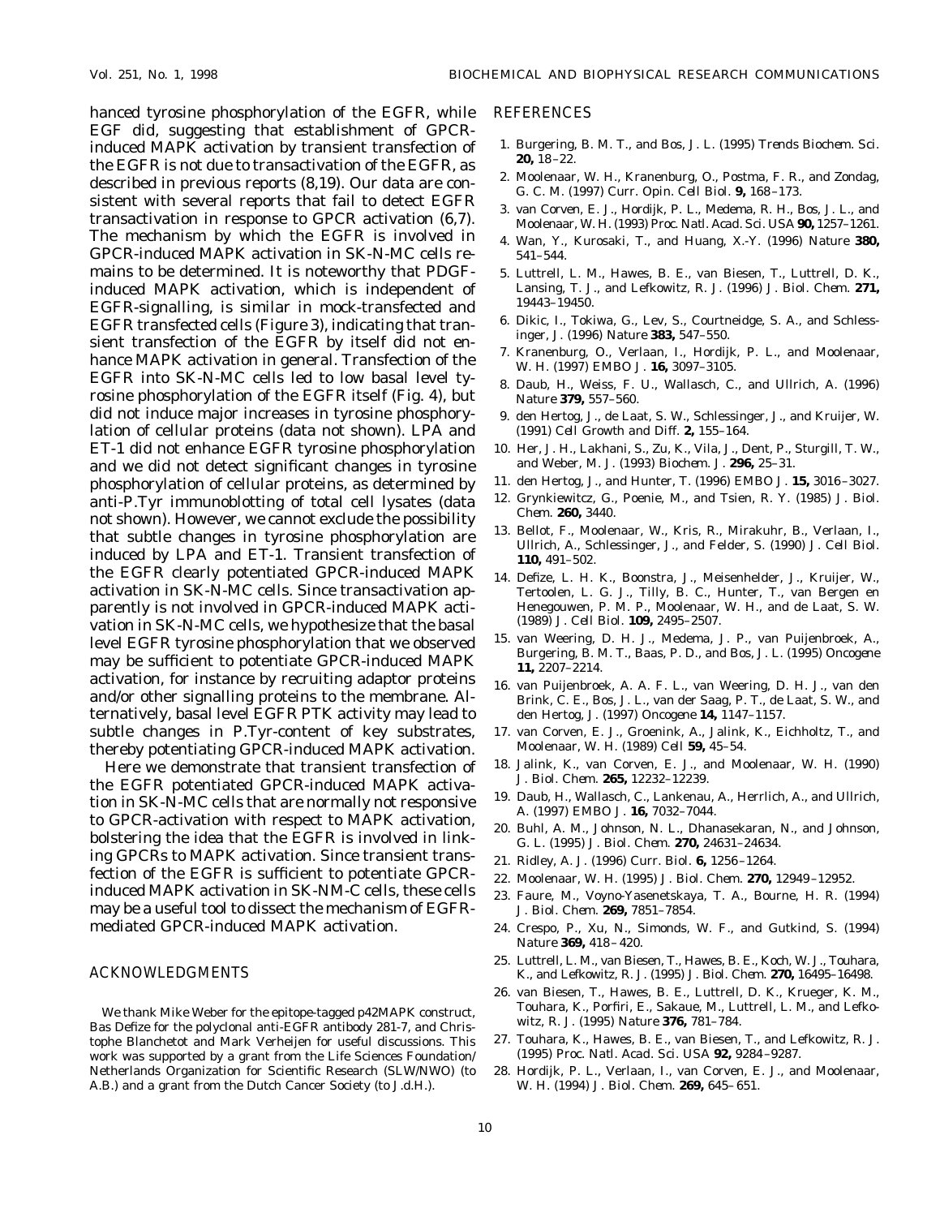hanced tyrosine phosphorylation of the EGFR, while EGF did, suggesting that establishment of GPCR-induced MAPK activation by transient transfection of the EGFR is not due to transactivation of the EGFR, as described in previous reports (8,19). Our data are consistent with several reports that fail to detect EGFR transactivation in response to GPCR activation (6,7). The mechanism by which the EGFR is involved in GPCR-induced MAPK activation in SK-N-MC cells remains to be determined. It is noteworthy that PDGF-induced MAPK activation, which is independent of EGFR-signalling, is similar in mock-transfected and EGFR transfected cells (Figure 3), indicating that transient transfection of the EGFR by itself did not enhance MAPK activation in general. Transfection of the EGFR into SK-N-MC cells led to low basal level tyrosine phosphorylation of the EGFR itself (Fig. 4), but did not induce major increases in tyrosine phosphorylation of cellular proteins (data not shown). LPA and ET-1 did not enhance EGFR tyrosine phosphorylation and we did not detect significant changes in tyrosine phosphorylation of cellular proteins, as determined by anti-P.Tyr immunoblotting of total cell lysates (data not shown). However, we cannot exclude the possibility that subtle changes in tyrosine phosphorylation are induced by LPA and ET-1. Transient transfection of the EGFR clearly potentiated GPCR-induced MAPK activation in SK-N-MC cells. Since transactivation apparently is not involved in GPCR-induced MAPK activation in SK-N-MC cells, we hypothesize that the basal level EGFR tyrosine phosphorylation that we observed may be sufficient to potentiate GPCR-induced MAPK activation, for instance by recruiting adaptor proteins and/or other signalling proteins to the membrane. Alternatively, basal level EGFR PTK activity may lead to subtle changes in P.Tyr-content of key substrates, thereby potentiating GPCR-induced MAPK activation.

Here we demonstrate that transient transfection of the EGFR potentiated GPCR-induced MAPK activation in SK-N-MC cells that are normally not responsive to GPCR-activation with respect to MAPK activation, bolstering the idea that the EGFR is involved in linking GPCRs to MAPK activation. Since transient transfection of the EGFR is sufficient to potentiate GPCR-induced MAPK activation in SK-NM-C cells, these cells may be a useful tool to dissect the mechanism of EGFR-mediated GPCR-induced MAPK activation.

## ACKNOWLEDGMENTS

We thank Mike Weber for the epitope-tagged p42MAPK construct, Bas Defize for the polyclonal anti-EGFR antibody 281-7, and Christophe Blanchetot and Mark Verheijen for useful discussions. This work was supported by a grant from the Life Sciences Foundation/Netherlands Organization for Scientific Research (SLW/NWO) (to A.B.) and a grant from the Dutch Cancer Society (to J.d.H.).

## REFERENCES

1. Burgering, B. M. T., and Bos, J. L. (1995) *Trends Biochem. Sci.* **20,** 18–22.
2. Moolenaar, W. H., Kranenburg, O., Postma, F. R., and Zondag, G. C. M. (1997) *Curr. Opin. Cell Biol.* **9,** 168–173.
3. van Corven, E. J., Hordijk, P. L., Medema, R. H., Bos, J. L., and Moolenaar, W. H. (1993) *Proc. Natl. Acad. Sci. USA* **90,** 1257–1261.
4. Wan, Y., Kurosaki, T., and Huang, X.-Y. (1996) *Nature* **380,** 541–544.
5. Luttrell, L. M., Hawes, B. E., van Biesen, T., Luttrell, D. K., Lansing, T. J., and Lefkowitz, R. J. (1996) *J. Biol. Chem.* **271,** 19443–19450.
6. Dikic, I., Tokiwa, G., Lev, S., Courtneidge, S. A., and Schlessinger, J. (1996) *Nature* **383,** 547–550.
7. Kranenburg, O., Verlaan, I., Hordijk, P. L., and Moolenaar, W. H. (1997) *EMBO J.* **16,** 3097–3105.
8. Daub, H., Weiss, F. U., Wallasch, C., and Ullrich, A. (1996) *Nature* **379,** 557–560.
9. den Hertog, J., de Laat, S. W., Schlessinger, J., and Kruijer, W. (1991) *Cell Growth and Diff.* **2,** 155–164.
10. Her, J. H., Lakhani, S., Zu, K., Vila, J., Dent, P., Sturgill, T. W., and Weber, M. J. (1993) *Biochem. J.* **296,** 25–31.
11. den Hertog, J., and Hunter, T. (1996) *EMBO J.* **15,** 3016–3027.
12. Grynkiewitcz, G., Poenie, M., and Tsien, R. Y. (1985) *J. Biol. Chem.* **260,** 3440.
13. Bellot, F., Moolenaar, W., Kris, R., Mirakuhr, B., Verlaan, I., Ullrich, A., Schlessinger, J., and Felder, S. (1990) *J. Cell Biol.* **110,** 491–502.
14. Defize, L. H. K., Boonstra, J., Meisenhelder, J., Kruijer, W., Tertoolen, L. G. J., Tilly, B. C., Hunter, T., van Bergen en Henegouwen, P. M. P., Moolenaar, W. H., and de Laat, S. W. (1989) *J. Cell Biol.* **109,** 2495–2507.
15. van Weering, D. H. J., Medema, J. P., van Puijenbroek, A., Burgering, B. M. T., Baas, P. D., and Bos, J. L. (1995) *Oncogene* **11,** 2207–2214.
16. van Puijenbroek, A. A. F. L., van Weering, D. H. J., van den Brink, C. E., Bos, J. L., van der Saag, P. T., de Laat, S. W., and den Hertog, J. (1997) *Oncogene* **14,** 1147–1157.
17. van Corven, E. J., Groenink, A., Jalink, K., Eichholtz, T., and Moolenaar, W. H. (1989) *Cell* **59,** 45–54.
18. Jalink, K., van Corven, E. J., and Moolenaar, W. H. (1990) *J. Biol. Chem.* **265,** 12232–12239.
19. Daub, H., Wallasch, C., Lankenau, A., Herrlich, A., and Ullrich, A. (1997) *EMBO J.* **16,** 7032–7044.
20. Buhl, A. M., Johnson, N. L., Dhanasekaran, N., and Johnson, G. L. (1995) *J. Biol. Chem.* **270,** 24631–24634.
21. Ridley, A. J. (1996) *Curr. Biol.* **6,** 1256–1264.
22. Moolenaar, W. H. (1995) *J. Biol. Chem.* **270,** 12949–12952.
23. Faure, M., Voyno-Yasenetskaya, T. A., Bourne, H. R. (1994) *J. Biol. Chem.* **269,** 7851–7854.
24. Crespo, P., Xu, N., Simonds, W. F., and Gutkind, S. (1994) *Nature* **369,** 418–420.
25. Luttrell, L. M., van Biesen, T., Hawes, B. E., Koch, W. J., Touhara, K., and Lefkowitz, R. J. (1995) *J. Biol. Chem.* **270,** 16495–16498.
26. van Biesen, T., Hawes, B. E., Luttrell, D. K., Krueger, K. M., Touhara, K., Porfiri, E., Sakaue, M., Luttrell, L. M., and Lefkowitz, R. J. (1995) *Nature* **376,** 781–784.
27. Touhara, K., Hawes, B. E., van Biesen, T., and Lefkowitz, R. J. (1995) *Proc. Natl. Acad. Sci. USA* **92,** 9284–9287.
28. Hordijk, P. L., Verlaan, I., van Corven, E. J., and Moolenaar, W. H. (1994) *J. Biol. Chem.* **269,** 645–651.